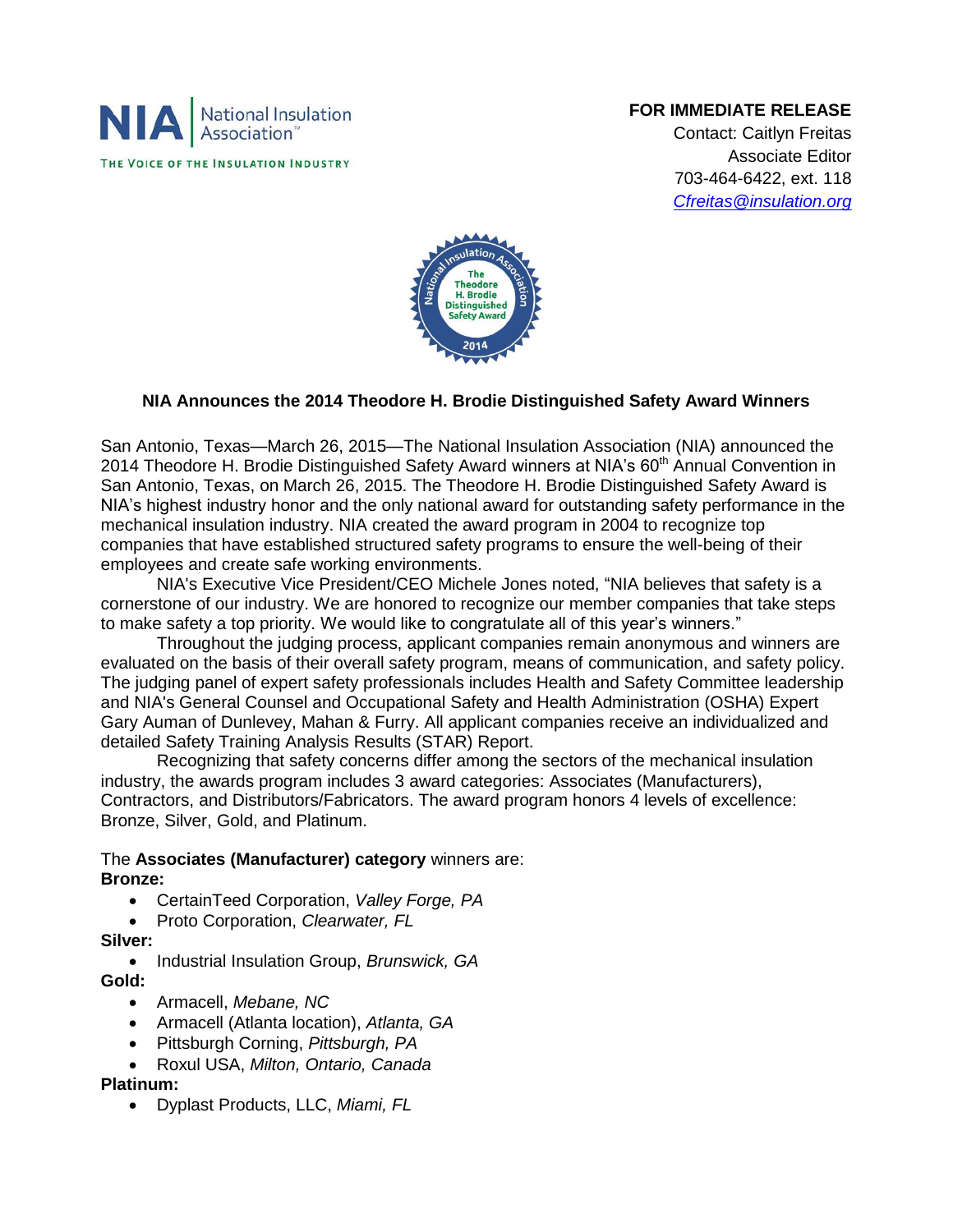NIA | National Insulation Association™

THE VOICE OF THE INSULATION INDUSTRY

**FOR IMMEDIATE RELEASE**
Contact: Caitlyn Freitas
Associate Editor
703-464-6422, ext. 118
*Cfreitas@insulation.org*

## NIA Announces the 2014 Theodore H. Brodie Distinguished Safety Award Winners

San Antonio, Texas—March 26, 2015—The National Insulation Association (NIA) announced the 2014 Theodore H. Brodie Distinguished Safety Award winners at NIA's 60th Annual Convention in San Antonio, Texas, on March 26, 2015. The Theodore H. Brodie Distinguished Safety Award is NIA's highest industry honor and the only national award for outstanding safety performance in the mechanical insulation industry. NIA created the award program in 2004 to recognize top companies that have established structured safety programs to ensure the well-being of their employees and create safe working environments.

NIA's Executive Vice President/CEO Michele Jones noted, "NIA believes that safety is a cornerstone of our industry. We are honored to recognize our member companies that take steps to make safety a top priority. We would like to congratulate all of this year's winners."

Throughout the judging process, applicant companies remain anonymous and winners are evaluated on the basis of their overall safety program, means of communication, and safety policy. The judging panel of expert safety professionals includes Health and Safety Committee leadership and NIA's General Counsel and Occupational Safety and Health Administration (OSHA) Expert Gary Auman of Dunlevey, Mahan & Furry. All applicant companies receive an individualized and detailed Safety Training Analysis Results (STAR) Report.

Recognizing that safety concerns differ among the sectors of the mechanical insulation industry, the awards program includes 3 award categories: Associates (Manufacturers), Contractors, and Distributors/Fabricators. The award program honors 4 levels of excellence: Bronze, Silver, Gold, and Platinum.

The **Associates (Manufacturer) category** winners are:

**Bronze:**

- CertainTeed Corporation, *Valley Forge, PA*
- Proto Corporation, *Clearwater, FL*

**Silver:**

- Industrial Insulation Group, *Brunswick, GA*

**Gold:**

- Armacell, *Mebane, NC*
- Armacell (Atlanta location), *Atlanta, GA*
- Pittsburgh Corning, *Pittsburgh, PA*
- Roxul USA, *Milton, Ontario, Canada*

**Platinum:**

- Dyplast Products, LLC, *Miami, FL*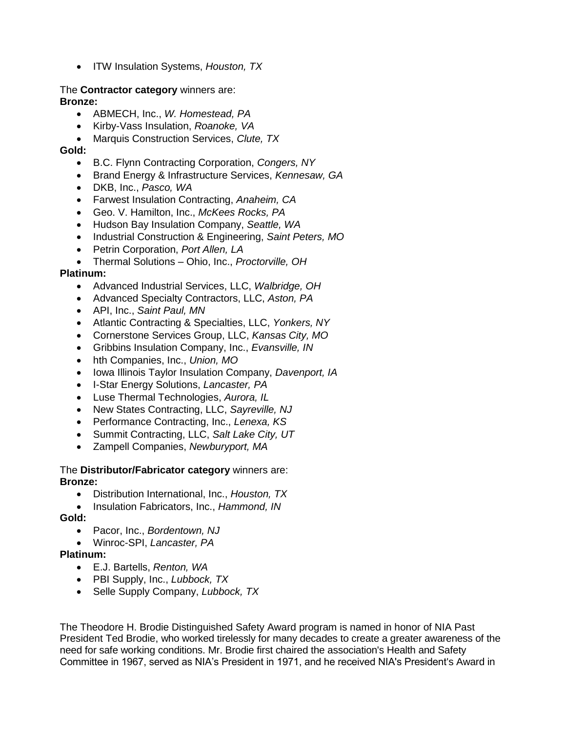- ITW Insulation Systems, *Houston, TX*

The **Contractor category** winners are:
**Bronze:**

- ABMECH, Inc., *W. Homestead, PA*
- Kirby-Vass Insulation, *Roanoke, VA*
- Marquis Construction Services, *Clute, TX*

**Gold:**

- B.C. Flynn Contracting Corporation, *Congers, NY*
- Brand Energy & Infrastructure Services, *Kennesaw, GA*
- DKB, Inc., *Pasco, WA*
- Farwest Insulation Contracting, *Anaheim, CA*
- Geo. V. Hamilton, Inc., *McKees Rocks, PA*
- Hudson Bay Insulation Company, *Seattle, WA*
- Industrial Construction & Engineering, *Saint Peters, MO*
- Petrin Corporation, *Port Allen, LA*
- Thermal Solutions – Ohio, Inc., *Proctorville, OH*

**Platinum:**

- Advanced Industrial Services, LLC, *Walbridge, OH*
- Advanced Specialty Contractors, LLC, *Aston, PA*
- API, Inc., *Saint Paul, MN*
- Atlantic Contracting & Specialties, LLC, *Yonkers, NY*
- Cornerstone Services Group, LLC, *Kansas City, MO*
- Gribbins Insulation Company, Inc., *Evansville, IN*
- hth Companies, Inc., *Union, MO*
- Iowa Illinois Taylor Insulation Company, *Davenport, IA*
- I-Star Energy Solutions, *Lancaster, PA*
- Luse Thermal Technologies, *Aurora, IL*
- New States Contracting, LLC, *Sayreville, NJ*
- Performance Contracting, Inc., *Lenexa, KS*
- Summit Contracting, LLC, *Salt Lake City, UT*
- Zampell Companies, *Newburyport, MA*

The **Distributor/Fabricator category** winners are:
**Bronze:**

- Distribution International, Inc., *Houston, TX*
- Insulation Fabricators, Inc., *Hammond, IN*

**Gold:**

- Pacor, Inc., *Bordentown, NJ*
- Winroc-SPI, *Lancaster, PA*

**Platinum:**

- E.J. Bartells, *Renton, WA*
- PBI Supply, Inc., *Lubbock, TX*
- Selle Supply Company, *Lubbock, TX*

The Theodore H. Brodie Distinguished Safety Award program is named in honor of NIA Past President Ted Brodie, who worked tirelessly for many decades to create a greater awareness of the need for safe working conditions. Mr. Brodie first chaired the association's Health and Safety Committee in 1967, served as NIA's President in 1971, and he received NIA's President's Award in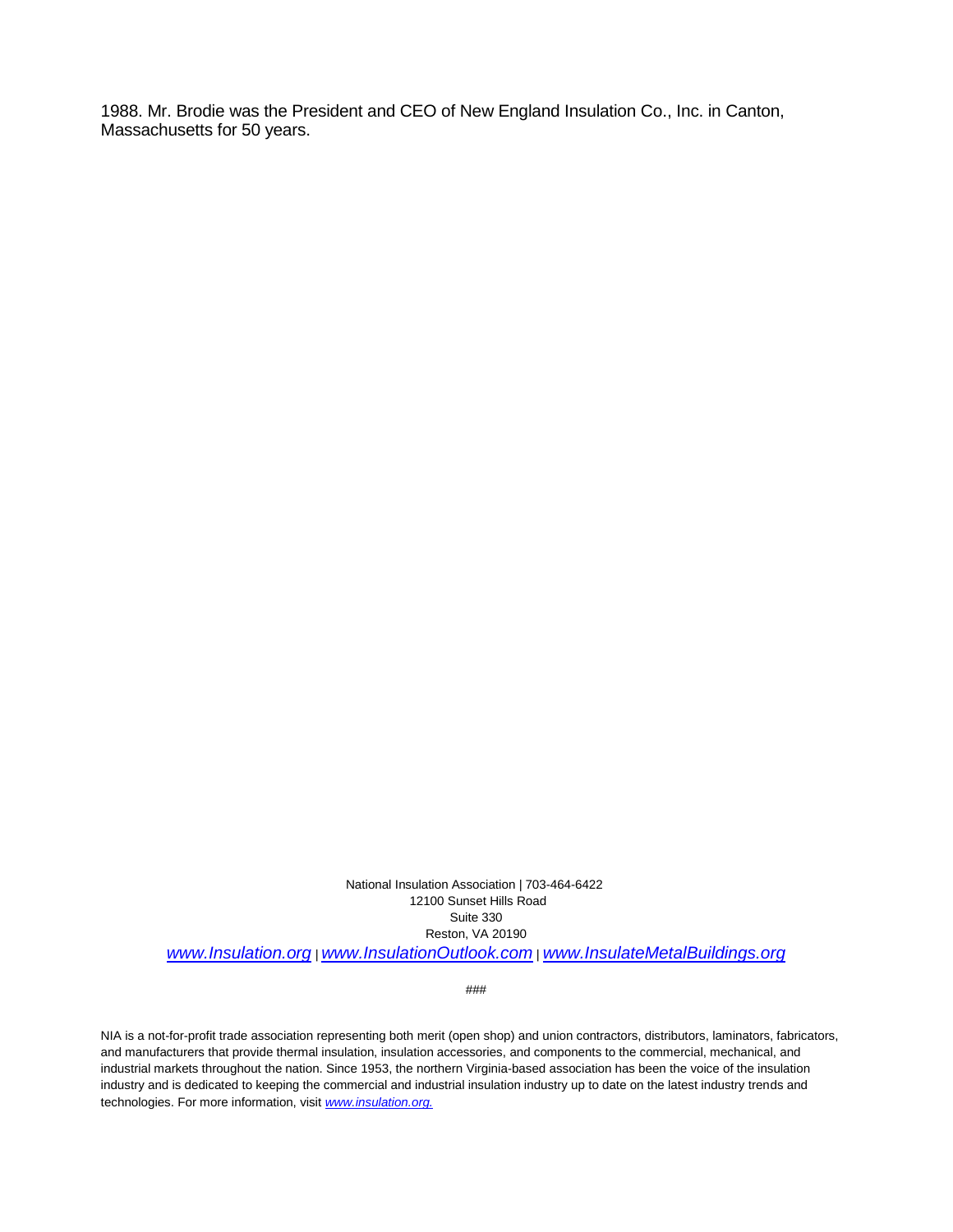1988. Mr. Brodie was the President and CEO of New England Insulation Co., Inc. in Canton, Massachusetts for 50 years.

National Insulation Association | 703-464-6422
12100 Sunset Hills Road
Suite 330
Reston, VA 20190
[www.Insulation.org](http://www.Insulation.org) | [www.InsulationOutlook.com](http://www.InsulationOutlook.com) | [www.InsulateMetalBuildings.org](http://www.InsulateMetalBuildings.org)

###

NIA is a not-for-profit trade association representing both merit (open shop) and union contractors, distributors, laminators, fabricators, and manufacturers that provide thermal insulation, insulation accessories, and components to the commercial, mechanical, and industrial markets throughout the nation. Since 1953, the northern Virginia-based association has been the voice of the insulation industry and is dedicated to keeping the commercial and industrial insulation industry up to date on the latest industry trends and technologies. For more information, visit [www.insulation.org.](http://www.insulation.org)